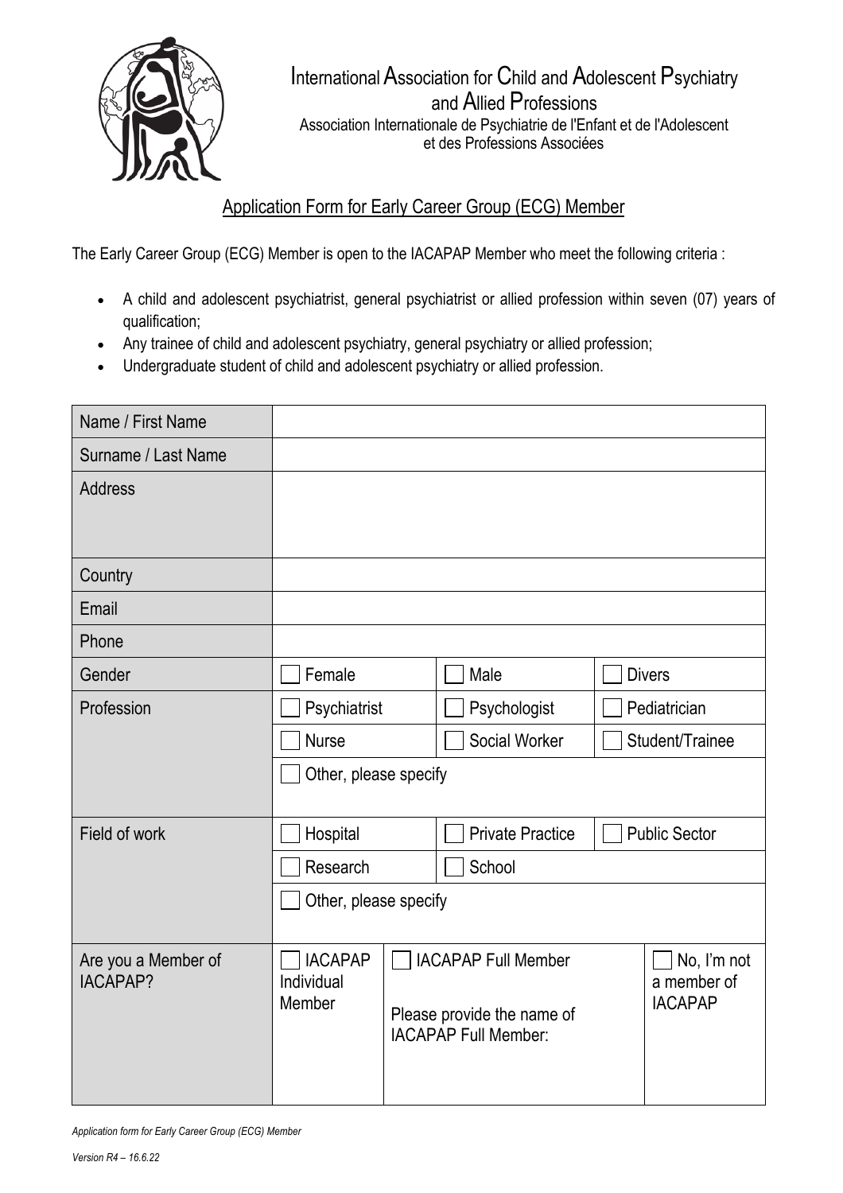# International Association for Child and Adolescent Psychiatry and Allied Professions

Association Internationale de Psychiatrie de l'Enfant et de l'Adolescent et des Professions Associées

## Application Form for Early Career Group (ECG) Member

The Early Career Group (ECG) Member is open to the IACAPAP Member who meet the following criteria :

- A child and adolescent psychiatrist, general psychiatrist or allied profession within seven (07) years of qualification;
- Any trainee of child and adolescent psychiatry, general psychiatry or allied profession;
- Undergraduate student of child and adolescent psychiatry or allied profession.

| | | | |
|---|---|---|---|
| Name / First Name | | | |
| Surname / Last Name | | | |
| Address | | | |
| Country | | | |
| Email | | | |
| Phone | | | |
| Gender | ☐ Female | ☐ Male | ☐ Divers |
| Profession | ☐ Psychiatrist | ☐ Psychologist | ☐ Pediatrician |
| | ☐ Nurse | ☐ Social Worker | ☐ Student/Trainee |
| | ☐ Other, please specify | | |
| Field of work | ☐ Hospital | ☐ Private Practice | ☐ Public Sector |
| | ☐ Research | ☐ School | |
| | ☐ Other, please specify | | |
| Are you a Member of IACAPAP? | ☐ IACAPAP Individual Member | ☐ IACAPAP Full Member<br><br>Please provide the name of IACAPAP Full Member: | ☐ No, I'm not a member of IACAPAP |

*Application form for Early Career Group (ECG) Member*

*Version R4 – 16.6.22*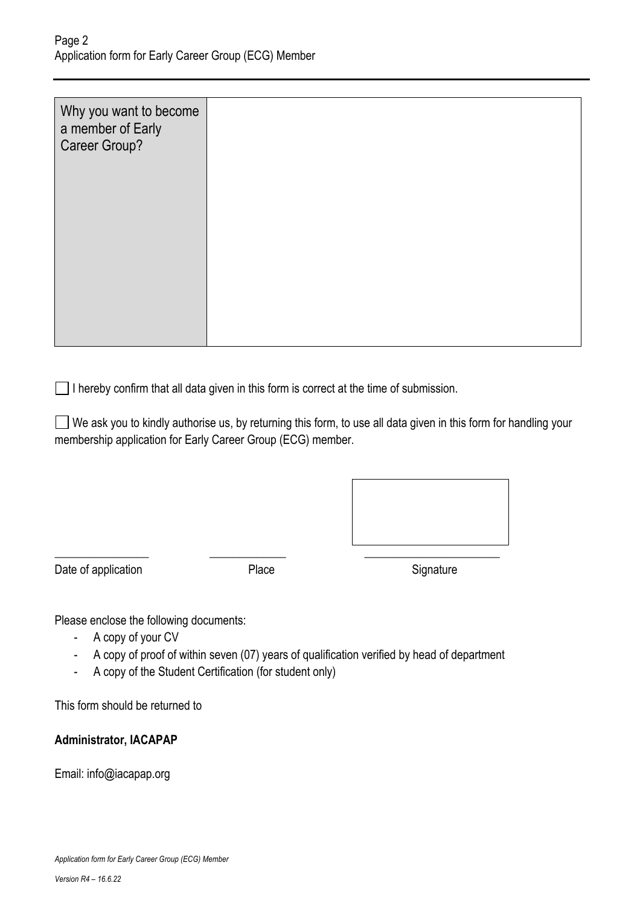| | |
|---|---|
| Why you want to become a member of Early Career Group? | |

☐ I hereby confirm that all data given in this form is correct at the time of submission.

☐ We ask you to kindly authorise us, by returning this form, to use all data given in this form for handling your membership application for Early Career Group (ECG) member.

| | | |
|---|---|---|
| \_\_\_\_\_\_\_\_\_\_\_\_\_\_\_\_ | \_\_\_\_\_\_\_\_\_\_\_\_\_ | \_\_\_\_\_\_\_\_\_\_\_\_\_\_\_\_\_\_\_\_\_\_\_ |
| Date of application | Place | Signature |

Please enclose the following documents:

- A copy of your CV
- A copy of proof of within seven (07) years of qualification verified by head of department
- A copy of the Student Certification (for student only)

This form should be returned to

**Administrator, IACAPAP**

Email: info@iacapap.org

*Application form for Early Career Group (ECG) Member*

*Version R4 – 16.6.22*